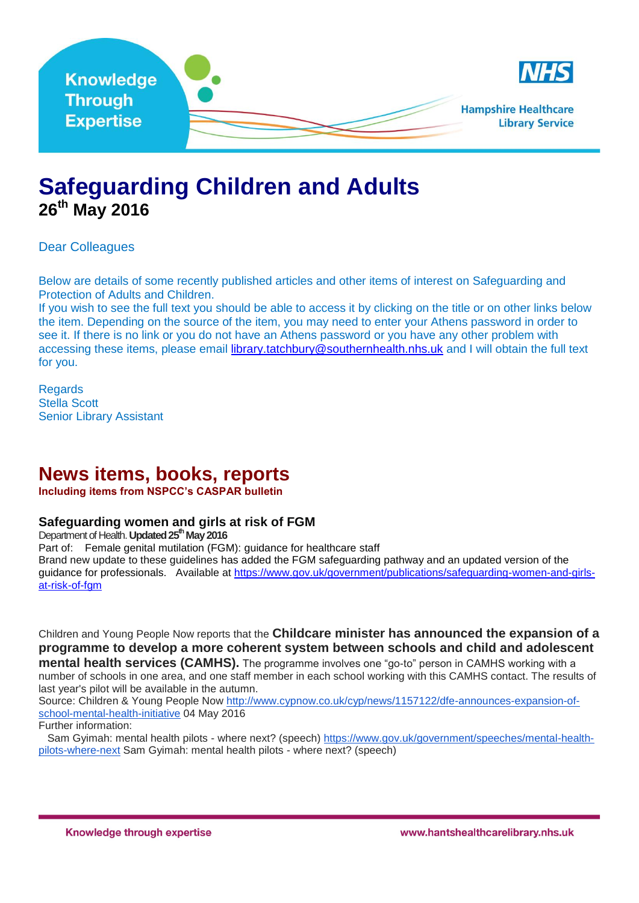# Safeguarding Children and Adults

**26th May 2016**

Dear Colleagues

Below are details of some recently published articles and other items of interest on Safeguarding and Protection of Adults and Children.
If you wish to see the full text you should be able to access it by clicking on the title or on other links below the item. Depending on the source of the item, you may need to enter your Athens password in order to see it. If there is no link or you do not have an Athens password or you have any other problem with accessing these items, please email library.tatchbury@southernhealth.nhs.uk and I will obtain the full text for you.

Regards
Stella Scott
Senior Library Assistant

## News items, books, reports

**Including items from NSPCC's CASPAR bulletin**

### Safeguarding women and girls at risk of FGM

Department of Health. **Updated 25th May 2016**
Part of: Female genital mutilation (FGM): guidance for healthcare staff
Brand new update to these guidelines has added the FGM safeguarding pathway and an updated version of the guidance for professionals. Available at https://www.gov.uk/government/publications/safeguarding-women-and-girls-at-risk-of-fgm

Children and Young People Now reports that the **Childcare minister has announced the expansion of a programme to develop a more coherent system between schools and child and adolescent mental health services (CAMHS).** The programme involves one "go-to" person in CAMHS working with a number of schools in one area, and one staff member in each school working with this CAMHS contact. The results of last year's pilot will be available in the autumn.
Source: Children & Young People Now http://www.cypnow.co.uk/cyp/news/1157122/dfe-announces-expansion-of-school-mental-health-initiative 04 May 2016
Further information:
Sam Gyimah: mental health pilots - where next? (speech) https://www.gov.uk/government/speeches/mental-health-pilots-where-next Sam Gyimah: mental health pilots - where next? (speech)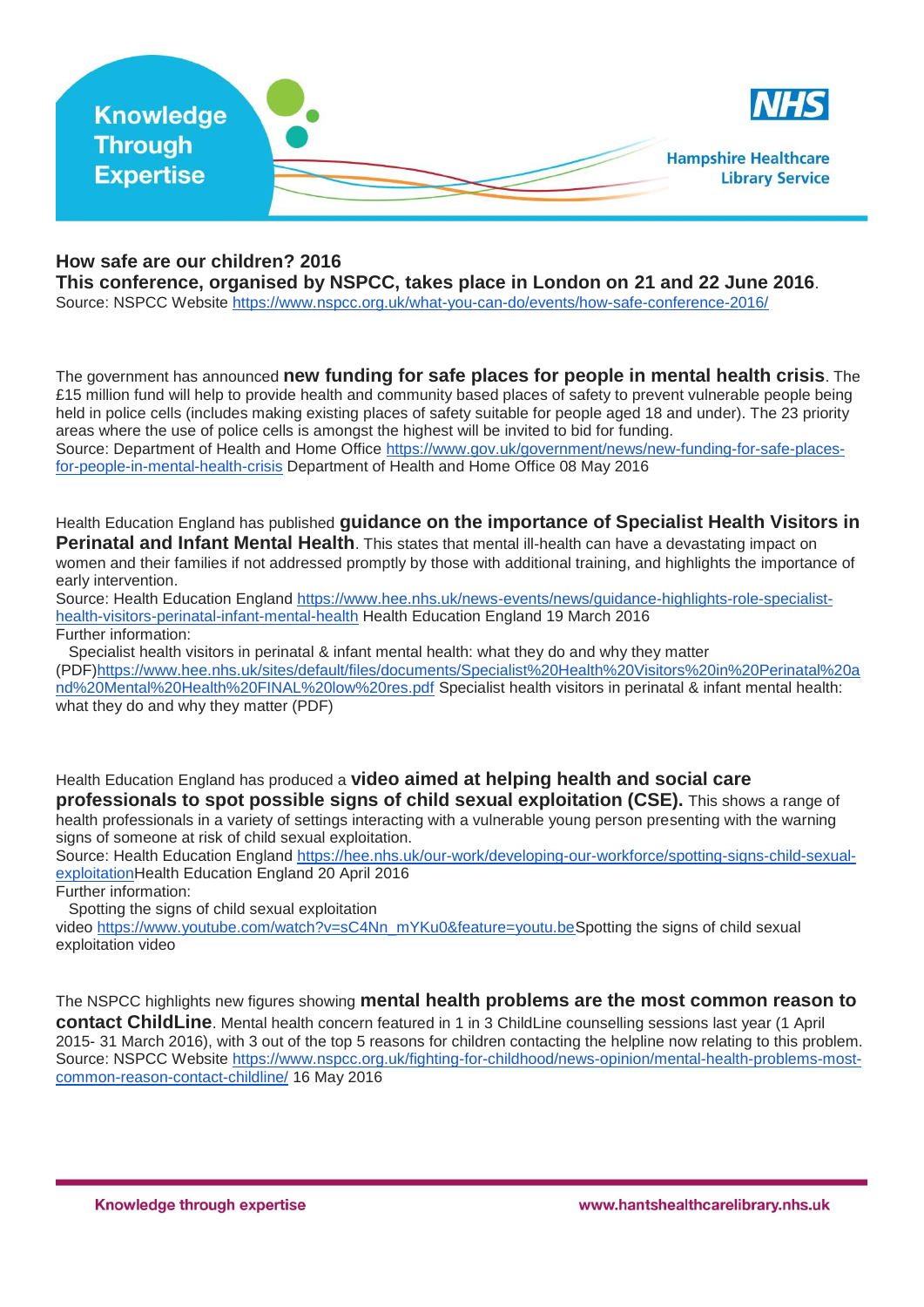**How safe are our children? 2016**
**This conference, organised by NSPCC, takes place in London on 21 and 22 June 2016**.
Source: NSPCC Website https://www.nspcc.org.uk/what-you-can-do/events/how-safe-conference-2016/

The government has announced **new funding for safe places for people in mental health crisis**. The £15 million fund will help to provide health and community based places of safety to prevent vulnerable people being held in police cells (includes making existing places of safety suitable for people aged 18 and under). The 23 priority areas where the use of police cells is amongst the highest will be invited to bid for funding.
Source: Department of Health and Home Office https://www.gov.uk/government/news/new-funding-for-safe-places-for-people-in-mental-health-crisis Department of Health and Home Office 08 May 2016

Health Education England has published **guidance on the importance of Specialist Health Visitors in Perinatal and Infant Mental Health**. This states that mental ill-health can have a devastating impact on women and their families if not addressed promptly by those with additional training, and highlights the importance of early intervention.
Source: Health Education England https://www.hee.nhs.uk/news-events/news/guidance-highlights-role-specialist-health-visitors-perinatal-infant-mental-health Health Education England 19 March 2016
Further information:
Specialist health visitors in perinatal & infant mental health: what they do and why they matter (PDF)https://www.hee.nhs.uk/sites/default/files/documents/Specialist%20Health%20Visitors%20in%20Perinatal%20and%20Mental%20Health%20FINAL%20low%20res.pdf Specialist health visitors in perinatal & infant mental health: what they do and why they matter (PDF)

Health Education England has produced a **video aimed at helping health and social care professionals to spot possible signs of child sexual exploitation (CSE).** This shows a range of health professionals in a variety of settings interacting with a vulnerable young person presenting with the warning signs of someone at risk of child sexual exploitation.
Source: Health Education England https://hee.nhs.uk/our-work/developing-our-workforce/spotting-signs-child-sexual-exploitationHealth Education England 20 April 2016
Further information:
Spotting the signs of child sexual exploitation video https://www.youtube.com/watch?v=sC4Nn_mYKu0&feature=youtu.beSpotting the signs of child sexual exploitation video

The NSPCC highlights new figures showing **mental health problems are the most common reason to contact ChildLine**. Mental health concern featured in 1 in 3 ChildLine counselling sessions last year (1 April 2015- 31 March 2016), with 3 out of the top 5 reasons for children contacting the helpline now relating to this problem.
Source: NSPCC Website https://www.nspcc.org.uk/fighting-for-childhood/news-opinion/mental-health-problems-most-common-reason-contact-childline/ 16 May 2016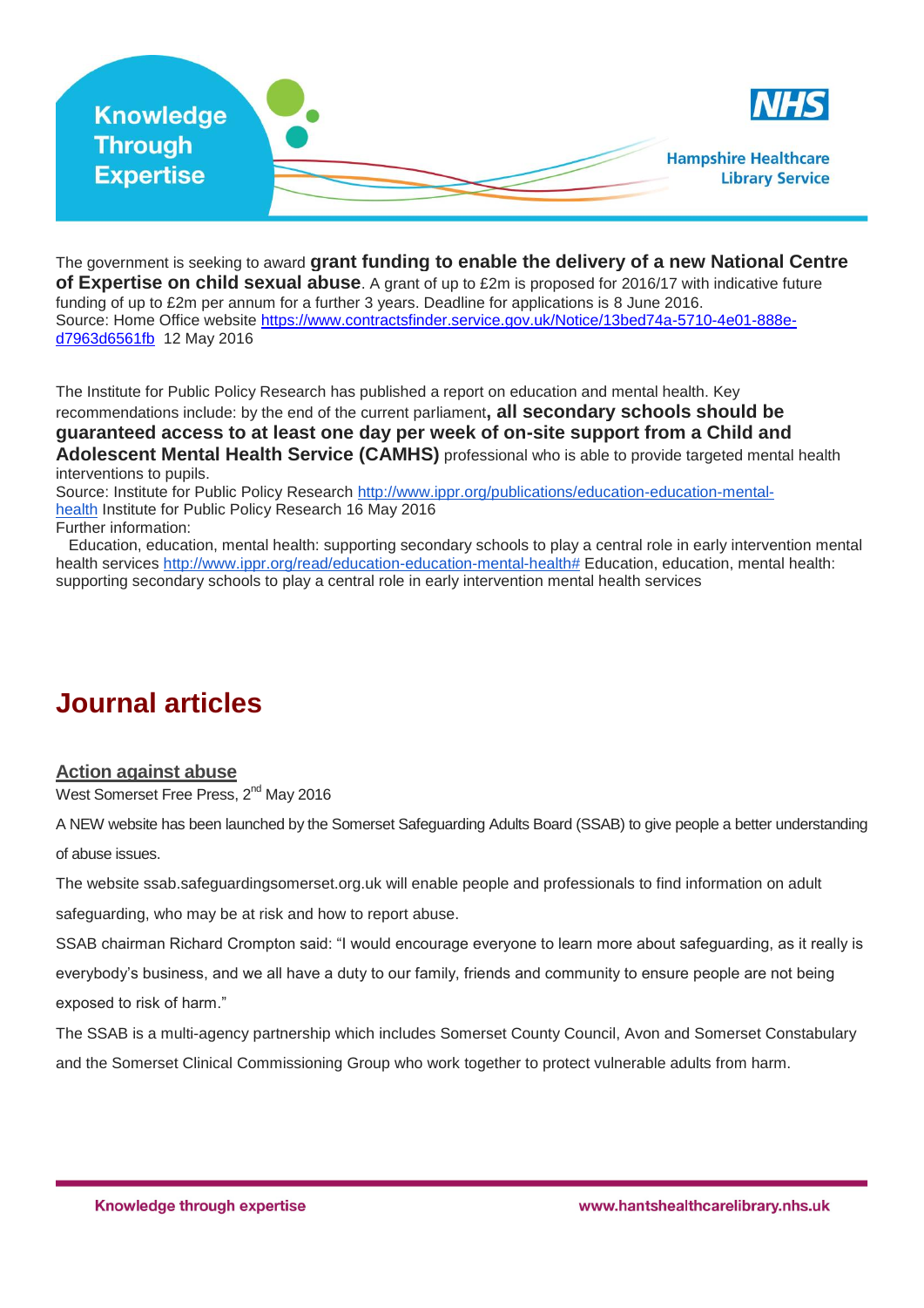The government is seeking to award **grant funding to enable the delivery of a new National Centre of Expertise on child sexual abuse**. A grant of up to £2m is proposed for 2016/17 with indicative future funding of up to £2m per annum for a further 3 years. Deadline for applications is 8 June 2016.
Source: Home Office website https://www.contractsfinder.service.gov.uk/Notice/13bed74a-5710-4e01-888e-d7963d6561fb 12 May 2016

The Institute for Public Policy Research has published a report on education and mental health. Key recommendations include: by the end of the current parliament**, all secondary schools should be guaranteed access to at least one day per week of on-site support from a Child and Adolescent Mental Health Service (CAMHS)** professional who is able to provide targeted mental health interventions to pupils.
Source: Institute for Public Policy Research http://www.ippr.org/publications/education-education-mental-health Institute for Public Policy Research 16 May 2016
Further information:
Education, education, mental health: supporting secondary schools to play a central role in early intervention mental health services http://www.ippr.org/read/education-education-mental-health# Education, education, mental health: supporting secondary schools to play a central role in early intervention mental health services

# Journal articles

## Action against abuse

West Somerset Free Press, 2nd May 2016

A NEW website has been launched by the Somerset Safeguarding Adults Board (SSAB) to give people a better understanding of abuse issues.

The website ssab.safeguardingsomerset.org.uk will enable people and professionals to find information on adult safeguarding, who may be at risk and how to report abuse.

SSAB chairman Richard Crompton said: "I would encourage everyone to learn more about safeguarding, as it really is everybody's business, and we all have a duty to our family, friends and community to ensure people are not being exposed to risk of harm."

The SSAB is a multi-agency partnership which includes Somerset County Council, Avon and Somerset Constabulary and the Somerset Clinical Commissioning Group who work together to protect vulnerable adults from harm.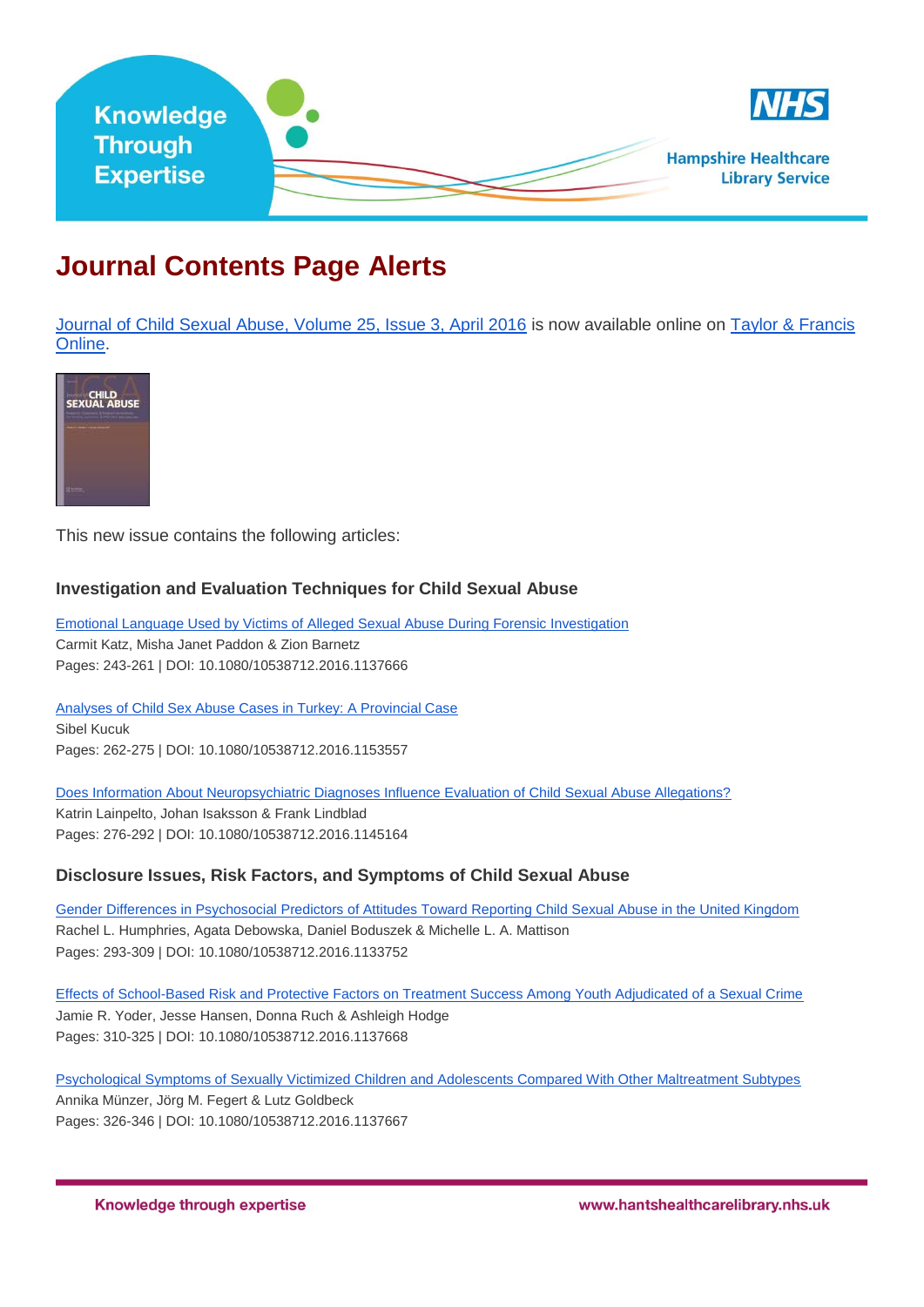# Journal Contents Page Alerts

[Journal of Child Sexual Abuse, Volume 25, Issue 3, April 2016]() is now available online on [Taylor & Francis Online]().

This new issue contains the following articles:

### Investigation and Evaluation Techniques for Child Sexual Abuse

[Emotional Language Used by Victims of Alleged Sexual Abuse During Forensic Investigation]()
Carmit Katz, Misha Janet Paddon & Zion Barnetz
Pages: 243-261 | DOI: 10.1080/10538712.2016.1137666

[Analyses of Child Sex Abuse Cases in Turkey: A Provincial Case]()
Sibel Kucuk
Pages: 262-275 | DOI: 10.1080/10538712.2016.1153557

[Does Information About Neuropsychiatric Diagnoses Influence Evaluation of Child Sexual Abuse Allegations?]()
Katrin Lainpelto, Johan Isaksson & Frank Lindblad
Pages: 276-292 | DOI: 10.1080/10538712.2016.1145164

### Disclosure Issues, Risk Factors, and Symptoms of Child Sexual Abuse

[Gender Differences in Psychosocial Predictors of Attitudes Toward Reporting Child Sexual Abuse in the United Kingdom]()
Rachel L. Humphries, Agata Debowska, Daniel Boduszek & Michelle L. A. Mattison
Pages: 293-309 | DOI: 10.1080/10538712.2016.1133752

[Effects of School-Based Risk and Protective Factors on Treatment Success Among Youth Adjudicated of a Sexual Crime]()
Jamie R. Yoder, Jesse Hansen, Donna Ruch & Ashleigh Hodge
Pages: 310-325 | DOI: 10.1080/10538712.2016.1137668

[Psychological Symptoms of Sexually Victimized Children and Adolescents Compared With Other Maltreatment Subtypes]()
Annika Münzer, Jörg M. Fegert & Lutz Goldbeck
Pages: 326-346 | DOI: 10.1080/10538712.2016.1137667